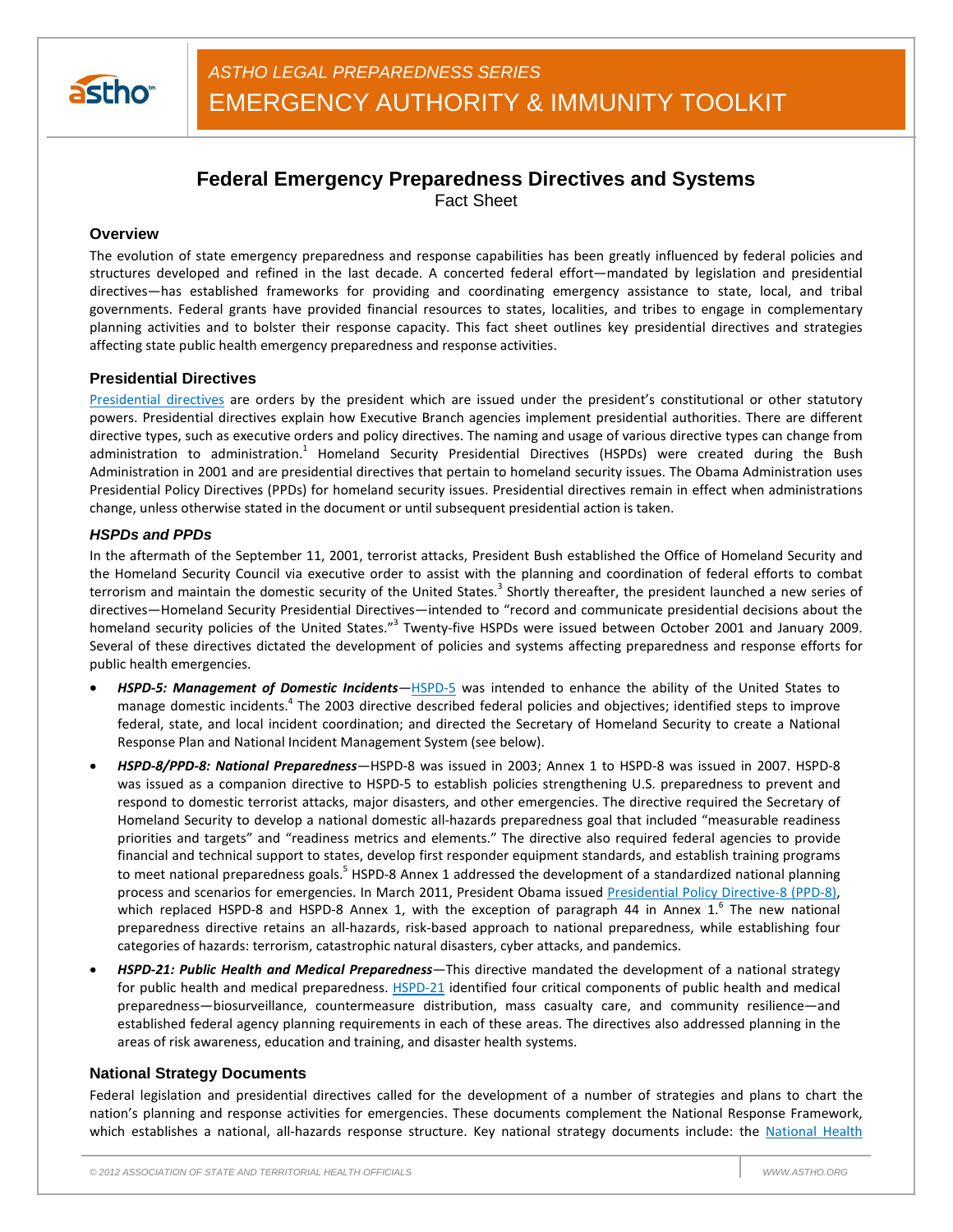ASTHO LEGAL PREPAREDNESS SERIES

EMERGENCY AUTHORITY & IMMUNITY TOOLKIT

# Federal Emergency Preparedness Directives and Systems

Fact Sheet

## Overview

The evolution of state emergency preparedness and response capabilities has been greatly influenced by federal policies and structures developed and refined in the last decade. A concerted federal effort—mandated by legislation and presidential directives—has established frameworks for providing and coordinating emergency assistance to state, local, and tribal governments. Federal grants have provided financial resources to states, localities, and tribes to engage in complementary planning activities and to bolster their response capacity. This fact sheet outlines key presidential directives and strategies affecting state public health emergency preparedness and response activities.

## Presidential Directives

Presidential directives are orders by the president which are issued under the president's constitutional or other statutory powers. Presidential directives explain how Executive Branch agencies implement presidential authorities. There are different directive types, such as executive orders and policy directives. The naming and usage of various directive types can change from administration to administration.[1] Homeland Security Presidential Directives (HSPDs) were created during the Bush Administration in 2001 and are presidential directives that pertain to homeland security issues. The Obama Administration uses Presidential Policy Directives (PPDs) for homeland security issues. Presidential directives remain in effect when administrations change, unless otherwise stated in the document or until subsequent presidential action is taken.

### HSPDs and PPDs

In the aftermath of the September 11, 2001, terrorist attacks, President Bush established the Office of Homeland Security and the Homeland Security Council via executive order to assist with the planning and coordination of federal efforts to combat terrorism and maintain the domestic security of the United States.[3] Shortly thereafter, the president launched a new series of directives—Homeland Security Presidential Directives—intended to "record and communicate presidential decisions about the homeland security policies of the United States."[3] Twenty-five HSPDs were issued between October 2001 and January 2009. Several of these directives dictated the development of policies and systems affecting preparedness and response efforts for public health emergencies.

- ***HSPD-5: Management of Domestic Incidents***—HSPD-5 was intended to enhance the ability of the United States to manage domestic incidents.[4] The 2003 directive described federal policies and objectives; identified steps to improve federal, state, and local incident coordination; and directed the Secretary of Homeland Security to create a National Response Plan and National Incident Management System (see below).
- ***HSPD-8/PPD-8: National Preparedness***—HSPD-8 was issued in 2003; Annex 1 to HSPD-8 was issued in 2007. HSPD-8 was issued as a companion directive to HSPD-5 to establish policies strengthening U.S. preparedness to prevent and respond to domestic terrorist attacks, major disasters, and other emergencies. The directive required the Secretary of Homeland Security to develop a national domestic all-hazards preparedness goal that included "measurable readiness priorities and targets" and "readiness metrics and elements." The directive also required federal agencies to provide financial and technical support to states, develop first responder equipment standards, and establish training programs to meet national preparedness goals.[5] HSPD-8 Annex 1 addressed the development of a standardized national planning process and scenarios for emergencies. In March 2011, President Obama issued Presidential Policy Directive-8 (PPD-8), which replaced HSPD-8 and HSPD-8 Annex 1, with the exception of paragraph 44 in Annex 1.[6] The new national preparedness directive retains an all-hazards, risk-based approach to national preparedness, while establishing four categories of hazards: terrorism, catastrophic natural disasters, cyber attacks, and pandemics.
- ***HSPD-21: Public Health and Medical Preparedness***—This directive mandated the development of a national strategy for public health and medical preparedness. HSPD-21 identified four critical components of public health and medical preparedness—biosurveillance, countermeasure distribution, mass casualty care, and community resilience—and established federal agency planning requirements in each of these areas. The directives also addressed planning in the areas of risk awareness, education and training, and disaster health systems.

## National Strategy Documents

Federal legislation and presidential directives called for the development of a number of strategies and plans to chart the nation's planning and response activities for emergencies. These documents complement the National Response Framework, which establishes a national, all-hazards response structure. Key national strategy documents include: the National Health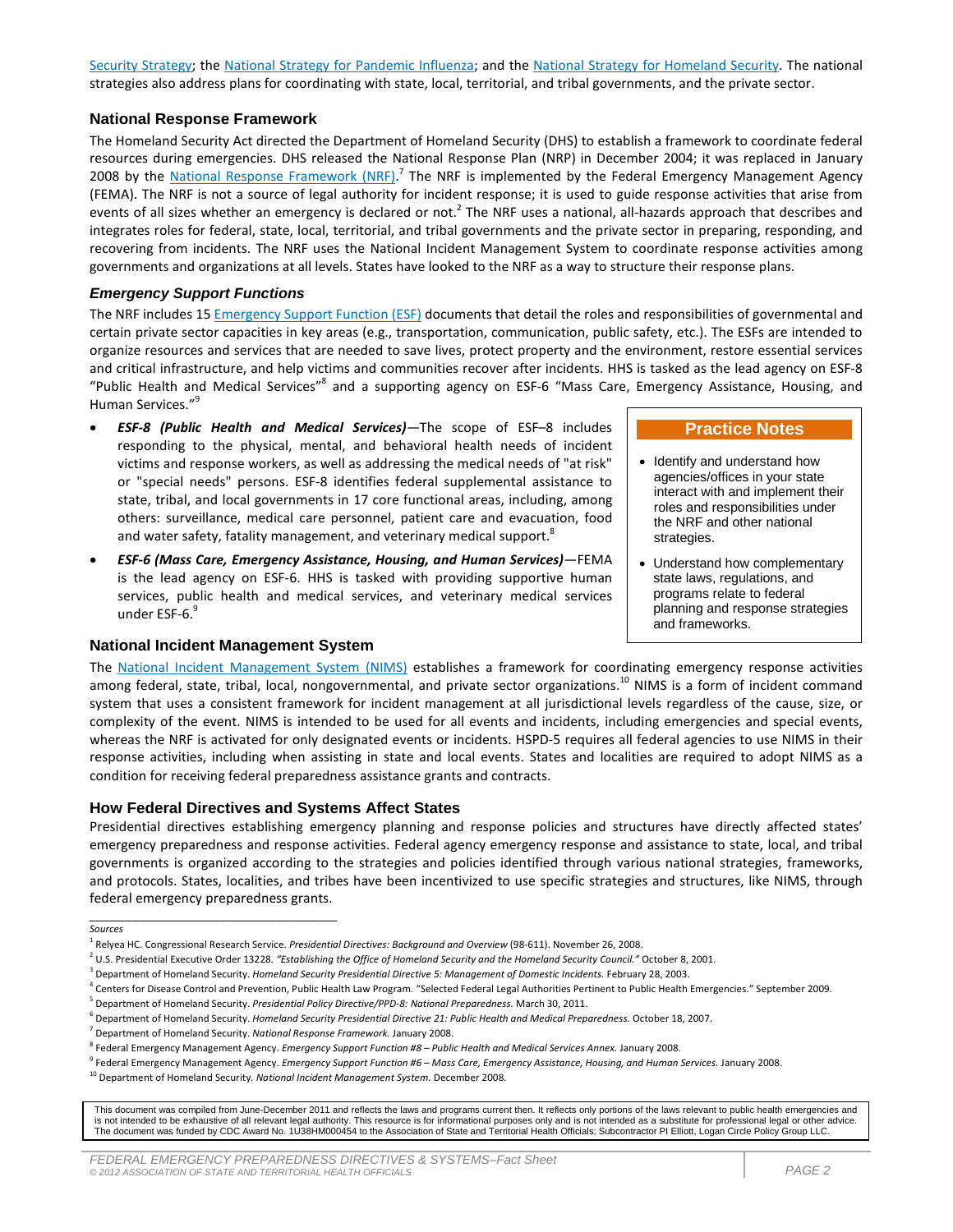Security Strategy; the National Strategy for Pandemic Influenza; and the National Strategy for Homeland Security. The national strategies also address plans for coordinating with state, local, territorial, and tribal governments, and the private sector.

## National Response Framework

The Homeland Security Act directed the Department of Homeland Security (DHS) to establish a framework to coordinate federal resources during emergencies. DHS released the National Response Plan (NRP) in December 2004; it was replaced in January 2008 by the National Response Framework (NRF).[7] The NRF is implemented by the Federal Emergency Management Agency (FEMA). The NRF is not a source of legal authority for incident response; it is used to guide response activities that arise from events of all sizes whether an emergency is declared or not.[2] The NRF uses a national, all-hazards approach that describes and integrates roles for federal, state, local, territorial, and tribal governments and the private sector in preparing, responding, and recovering from incidents. The NRF uses the National Incident Management System to coordinate response activities among governments and organizations at all levels. States have looked to the NRF as a way to structure their response plans.

### *Emergency Support Functions*

The NRF includes 15 Emergency Support Function (ESF) documents that detail the roles and responsibilities of governmental and certain private sector capacities in key areas (e.g., transportation, communication, public safety, etc.). The ESFs are intended to organize resources and services that are needed to save lives, protect property and the environment, restore essential services and critical infrastructure, and help victims and communities recover after incidents. HHS is tasked as the lead agency on ESF-8 "Public Health and Medical Services"[8] and a supporting agency on ESF-6 "Mass Care, Emergency Assistance, Housing, and Human Services."[9]

- ***ESF-8 (Public Health and Medical Services)***—The scope of ESF–8 includes responding to the physical, mental, and behavioral health needs of incident victims and response workers, as well as addressing the medical needs of "at risk" or "special needs" persons. ESF-8 identifies federal supplemental assistance to state, tribal, and local governments in 17 core functional areas, including, among others: surveillance, medical care personnel, patient care and evacuation, food and water safety, fatality management, and veterinary medical support.[8]
- ***ESF-6 (Mass Care, Emergency Assistance, Housing, and Human Services)***—FEMA is the lead agency on ESF-6. HHS is tasked with providing supportive human services, public health and medical services, and veterinary medical services under ESF-6.[9]

**Practice Notes**

- Identify and understand how agencies/offices in your state interact with and implement their roles and responsibilities under the NRF and other national strategies.
- Understand how complementary state laws, regulations, and programs relate to federal planning and response strategies and frameworks.

## National Incident Management System

The National Incident Management System (NIMS) establishes a framework for coordinating emergency response activities among federal, state, tribal, local, nongovernmental, and private sector organizations.[10] NIMS is a form of incident command system that uses a consistent framework for incident management at all jurisdictional levels regardless of the cause, size, or complexity of the event. NIMS is intended to be used for all events and incidents, including emergencies and special events, whereas the NRF is activated for only designated events or incidents. HSPD-5 requires all federal agencies to use NIMS in their response activities, including when assisting in state and local events. States and localities are required to adopt NIMS as a condition for receiving federal preparedness assistance grants and contracts.

## How Federal Directives and Systems Affect States

Presidential directives establishing emergency planning and response policies and structures have directly affected states' emergency preparedness and response activities. Federal agency emergency response and assistance to state, local, and tribal governments is organized according to the strategies and policies identified through various national strategies, frameworks, and protocols. States, localities, and tribes have been incentivized to use specific strategies and structures, like NIMS, through federal emergency preparedness grants.

---

*Sources*

[1] Relyea HC. Congressional Research Service. *Presidential Directives: Background and Overview* (98-611). November 26, 2008.
[2] U.S. Presidential Executive Order 13228. *"Establishing the Office of Homeland Security and the Homeland Security Council."* October 8, 2001.
[3] Department of Homeland Security. *Homeland Security Presidential Directive 5: Management of Domestic Incidents.* February 28, 2003.
[4] Centers for Disease Control and Prevention, Public Health Law Program. "Selected Federal Legal Authorities Pertinent to Public Health Emergencies." September 2009.
[5] Department of Homeland Security. *Presidential Policy Directive/PPD-8: National Preparedness.* March 30, 2011.
[6] Department of Homeland Security. *Homeland Security Presidential Directive 21: Public Health and Medical Preparedness.* October 18, 2007.
[7] Department of Homeland Security. *National Response Framework.* January 2008.
[8] Federal Emergency Management Agency. *Emergency Support Function #8 – Public Health and Medical Services Annex.* January 2008.
[9] Federal Emergency Management Agency. *Emergency Support Function #6 – Mass Care, Emergency Assistance, Housing, and Human Services.* January 2008.
[10] Department of Homeland Security. *National Incident Management System.* December 2008.

This document was compiled from June-December 2011 and reflects the laws and programs current then. It reflects only portions of the laws relevant to public health emergencies and is not intended to be exhaustive of all relevant legal authority. This resource is for informational purposes only and is not intended as a substitute for professional legal or other advice. The document was funded by CDC Award No. 1U38HM000454 to the Association of State and Territorial Health Officials; Subcontractor PI Elliott, Logan Circle Policy Group LLC.